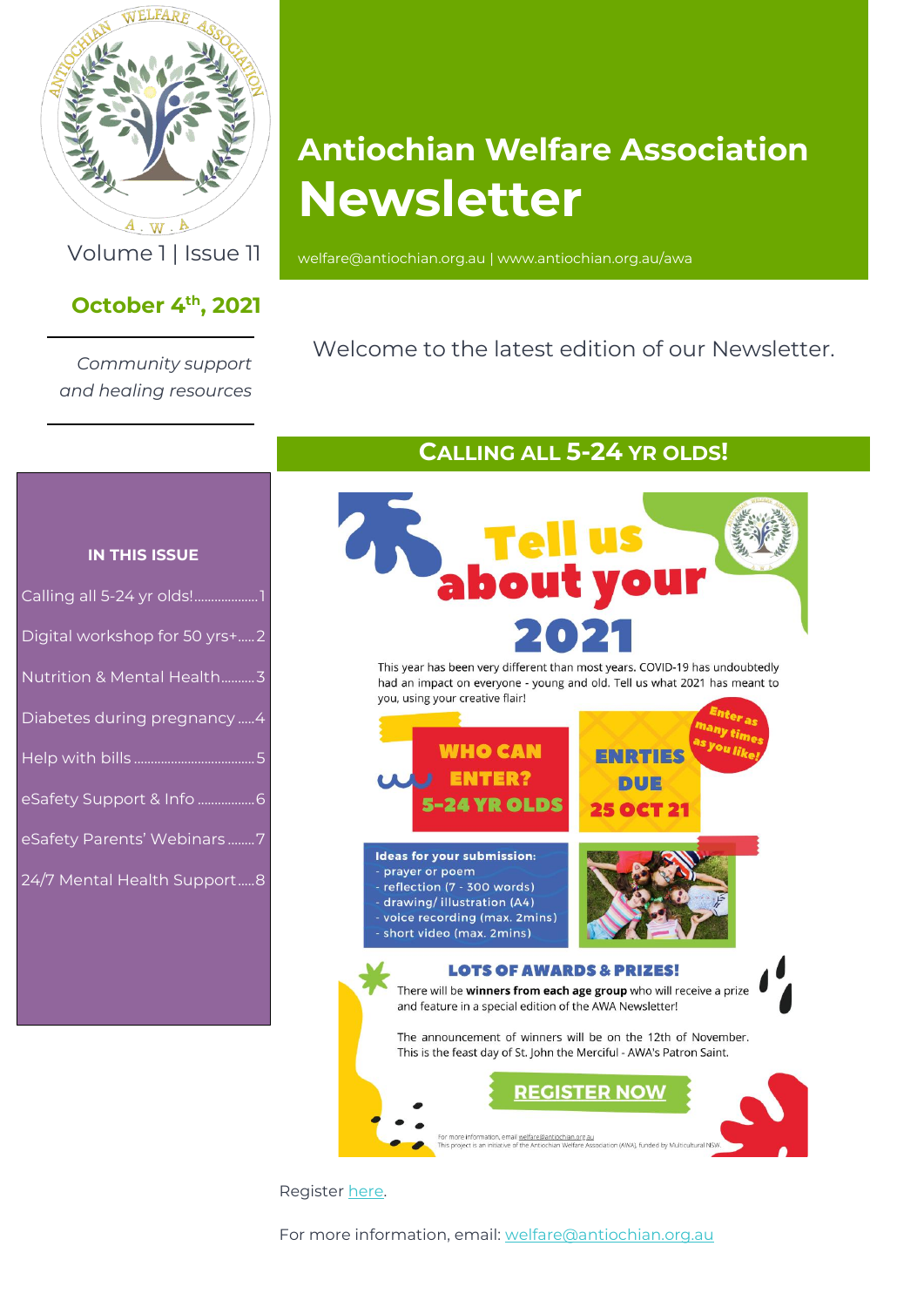Volume 1 | Issue 11

**October 4th, 2021**

*Community support and healing resources*

# Antiochian Welfare Association Newsletter

welfare@antiochian.org.au | www.antiochian.org.au/awa

Welcome to the latest edition of our Newsletter.

**IN THIS ISSUE**

- Calling all 5-24 yr olds!....1
- Digital workshop for 50 yrs+.....2
- Nutrition & Mental Health..........3
- Diabetes during pregnancy.....4
- Help with bills.......5
- eSafety Support & Info..........6
- eSafety Parents' Webinars........7
- 24/7 Mental Health Support.....8

## Calling all 5-24 yr olds!

### Tell us about your 2021

This year has been very different than most years. COVID-19 has undoubtedly had an impact on everyone - young and old. Tell us what 2021 has meant to you, using your creative flair!

**WHO CAN ENTER? 5-24 YR OLDS**

**ENRTIES DUE 25 OCT 21**

*Enter as many times as you like!*

**Ideas for your submission:**
- prayer or poem
- reflection (7 - 300 words)
- drawing/ illustration (A4)
- voice recording (max. 2mins)
- short video (max. 2mins)

**LOTS OF AWARDS & PRIZES!**

There will be **winners from each age group** who will receive a prize and feature in a special edition of the AWA Newsletter!

The announcement of winners will be on the 12th of November. This is the feast day of St. John the Merciful - AWA's Patron Saint.

**REGISTER NOW**

For more information, email welfare@antiochian.org.au
This project is an initiative of the Antiochian Welfare Association (AWA), funded by Multicultural NSW.

Register here.

For more information, email: welfare@antiochian.org.au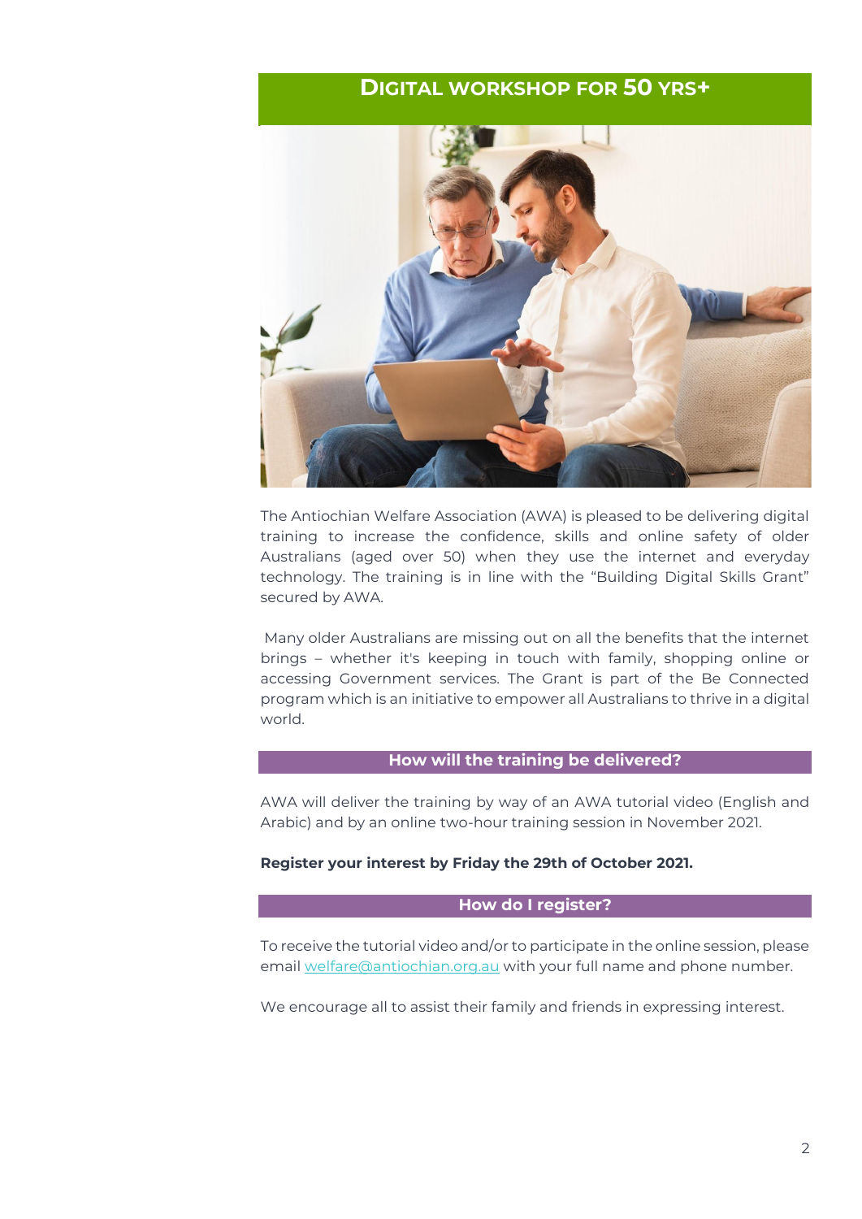# DIGITAL WORKSHOP FOR 50 YRS+

The Antiochian Welfare Association (AWA) is pleased to be delivering digital training to increase the confidence, skills and online safety of older Australians (aged over 50) when they use the internet and everyday technology. The training is in line with the "Building Digital Skills Grant" secured by AWA.

Many older Australians are missing out on all the benefits that the internet brings – whether it's keeping in touch with family, shopping online or accessing Government services. The Grant is part of the Be Connected program which is an initiative to empower all Australians to thrive in a digital world.

## How will the training be delivered?

AWA will deliver the training by way of an AWA tutorial video (English and Arabic) and by an online two-hour training session in November 2021.

**Register your interest by Friday the 29th of October 2021.**

## How do I register?

To receive the tutorial video and/or to participate in the online session, please email [welfare@antiochian.org.au](mailto:welfare@antiochian.org.au) with your full name and phone number.

We encourage all to assist their family and friends in expressing interest.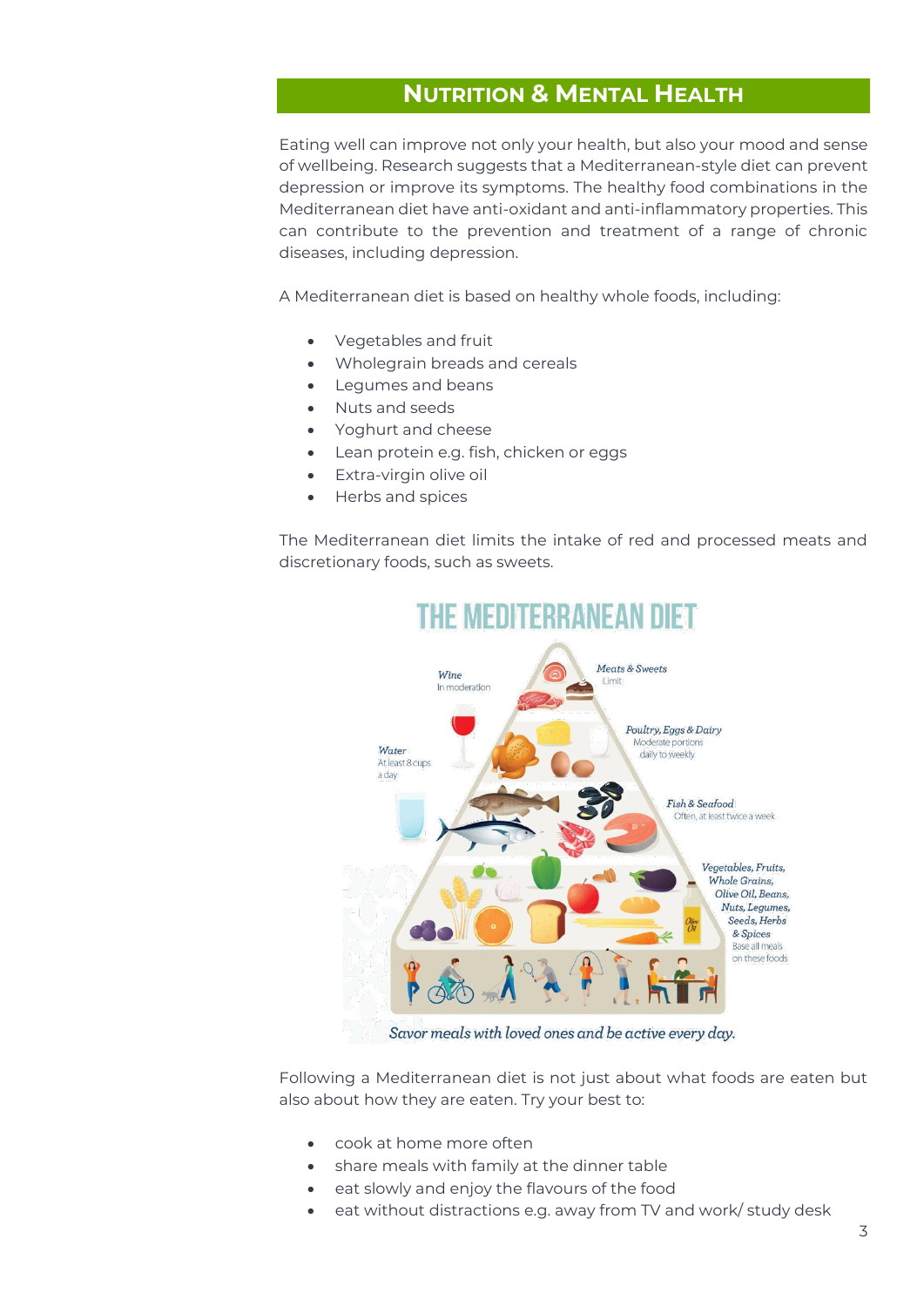## Nutrition & Mental Health

Eating well can improve not only your health, but also your mood and sense of wellbeing. Research suggests that a Mediterranean-style diet can prevent depression or improve its symptoms. The healthy food combinations in the Mediterranean diet have anti-oxidant and anti-inflammatory properties. This can contribute to the prevention and treatment of a range of chronic diseases, including depression.

A Mediterranean diet is based on healthy whole foods, including:

- Vegetables and fruit
- Wholegrain breads and cereals
- Legumes and beans
- Nuts and seeds
- Yoghurt and cheese
- Lean protein e.g. fish, chicken or eggs
- Extra-virgin olive oil
- Herbs and spices

The Mediterranean diet limits the intake of red and processed meats and discretionary foods, such as sweets.

**THE MEDITERRANEAN DIET**

- *Meats & Sweets* — Limit
- *Wine* — In moderation
- *Poultry, Eggs & Dairy* — Moderate portions daily to weekly
- *Water* — At least 8 cups a day
- *Fish & Seafood* — Often, at least twice a week
- *Vegetables, Fruits, Whole Grains, Olive Oil, Beans, Nuts, Legumes, Seeds, Herbs & Spices* — Base all meals on these foods

*Savor meals with loved ones and be active every day.*

Following a Mediterranean diet is not just about what foods are eaten but also about how they are eaten. Try your best to:

- cook at home more often
- share meals with family at the dinner table
- eat slowly and enjoy the flavours of the food
- eat without distractions e.g. away from TV and work/ study desk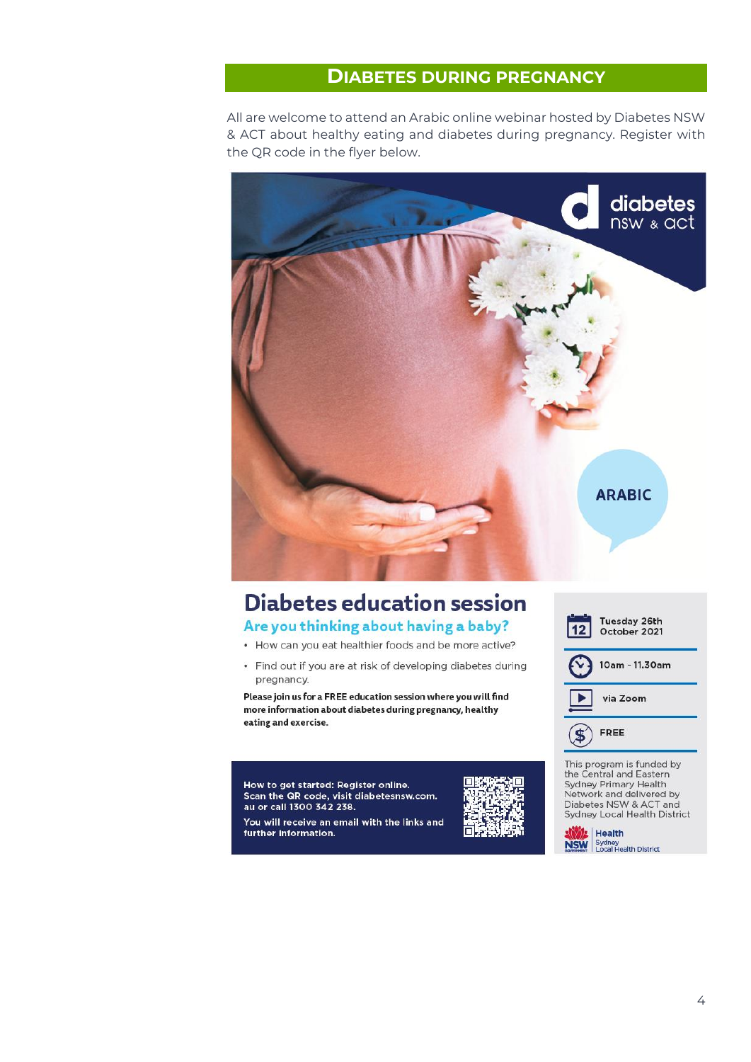## Diabetes During Pregnancy

All are welcome to attend an Arabic online webinar hosted by Diabetes NSW & ACT about healthy eating and diabetes during pregnancy. Register with the QR code in the flyer below.

diabetes nsw & act

ARABIC

# Diabetes education session

### Are you thinking about having a baby?

- How can you eat healthier foods and be more active?
- Find out if you are at risk of developing diabetes during pregnancy.

**Please join us for a FREE education session where you will find more information about diabetes during pregnancy, healthy eating and exercise.**

**How to get started: Register online. Scan the QR code, visit diabetesnsw.com.au or call 1300 342 238.**

**You will receive an email with the links and further information.**

Tuesday 26th October 2021

10am - 11.30am

via Zoom

FREE

This program is funded by the Central and Eastern Sydney Primary Health Network and delivered by Diabetes NSW & ACT and Sydney Local Health District

NSW Health Sydney Local Health District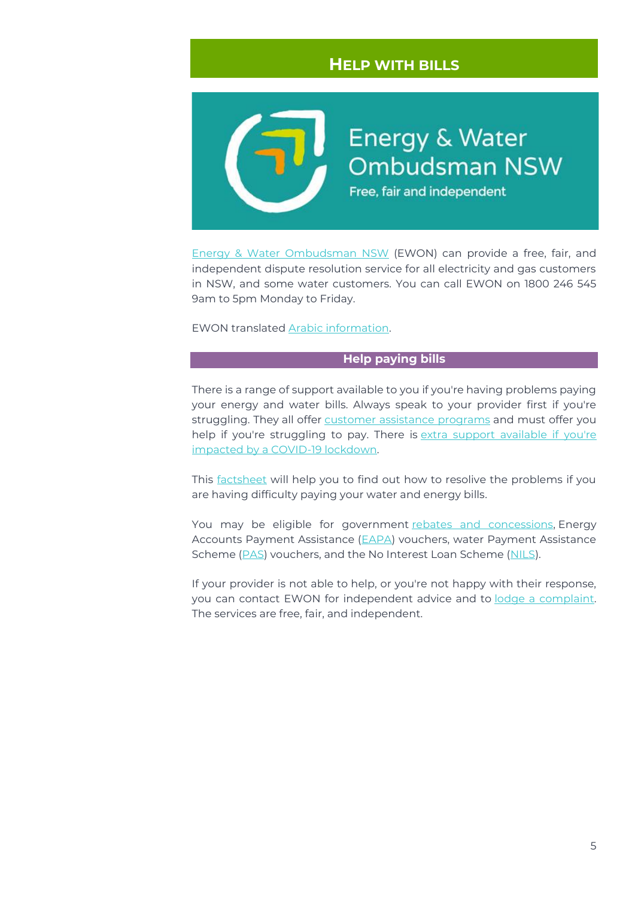## Help with bills

Energy & Water Ombudsman NSW

Free, fair and independent

Energy & Water Ombudsman NSW (EWON) can provide a free, fair, and independent dispute resolution service for all electricity and gas customers in NSW, and some water customers. You can call EWON on 1800 246 545 9am to 5pm Monday to Friday.

EWON translated Arabic information.

### Help paying bills

There is a range of support available to you if you're having problems paying your energy and water bills. Always speak to your provider first if you're struggling. They all offer customer assistance programs and must offer you help if you're struggling to pay. There is extra support available if you're impacted by a COVID-19 lockdown.

This factsheet will help you to find out how to resolive the problems if you are having difficulty paying your water and energy bills.

You may be eligible for government rebates and concessions, Energy Accounts Payment Assistance (EAPA) vouchers, water Payment Assistance Scheme (PAS) vouchers, and the No Interest Loan Scheme (NILS).

If your provider is not able to help, or you're not happy with their response, you can contact EWON for independent advice and to lodge a complaint. The services are free, fair, and independent.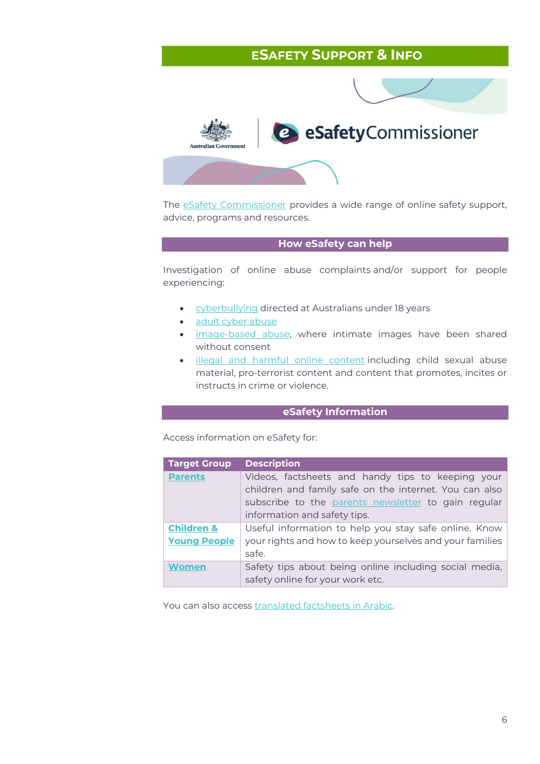# eSafety Support & Info

The eSafety Commissioner provides a wide range of online safety support, advice, programs and resources.

## How eSafety can help

Investigation of online abuse complaints and/or support for people experiencing:

- cyberbullying directed at Australians under 18 years
- adult cyber abuse
- image-based abuse, where intimate images have been shared without consent
- illegal and harmful online content including child sexual abuse material, pro-terrorist content and content that promotes, incites or instructs in crime or violence.

## eSafety Information

Access information on eSafety for:

| Target Group | Description |
| --- | --- |
| **Parents** | Videos, factsheets and handy tips to keeping your children and family safe on the internet. You can also subscribe to the parents newsletter to gain regular information and safety tips. |
| **Children & Young People** | Useful information to help you stay safe online. Know your rights and how to keep yourselves and your families safe. |
| **Women** | Safety tips about being online including social media, safety online for your work etc. |

You can also access translated factsheets in Arabic.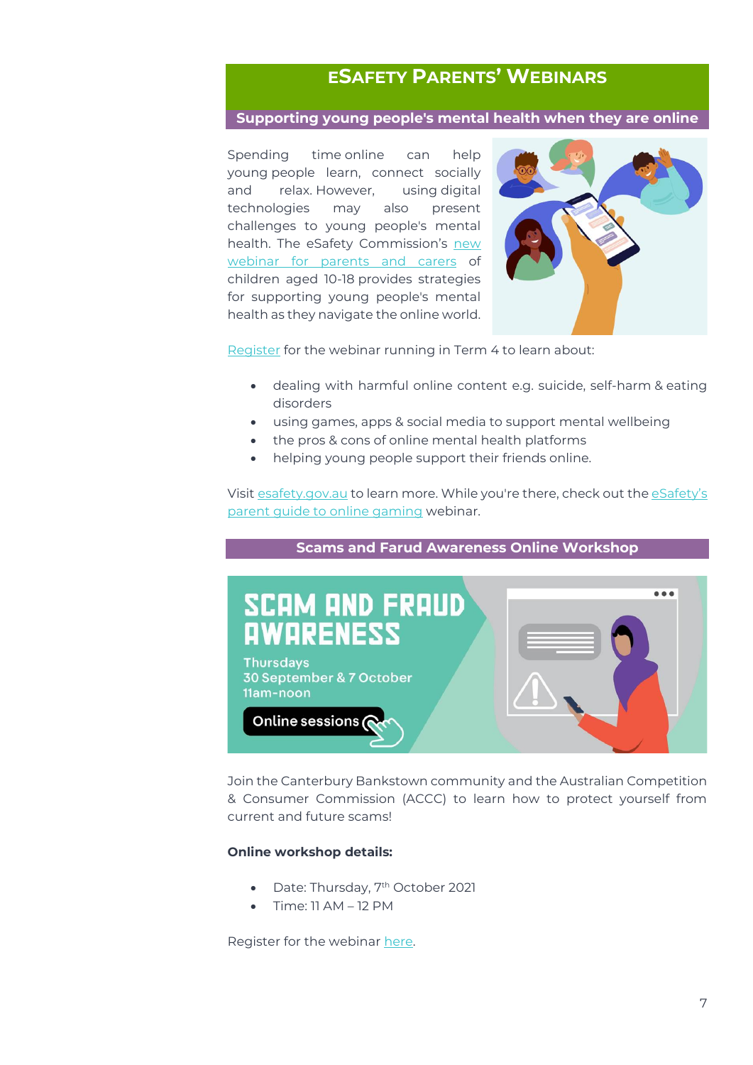# eSafety Parents' Webinars

## Supporting young people's mental health when they are online

Spending time online can help young people learn, connect socially and relax. However, using digital technologies may also present challenges to young people's mental health. The eSafety Commission's new webinar for parents and carers of children aged 10-18 provides strategies for supporting young people's mental health as they navigate the online world.

Register for the webinar running in Term 4 to learn about:

- dealing with harmful online content e.g. suicide, self-harm & eating disorders
- using games, apps & social media to support mental wellbeing
- the pros & cons of online mental health platforms
- helping young people support their friends online.

Visit esafety.gov.au to learn more. While you're there, check out the eSafety's parent guide to online gaming webinar.

## Scams and Farud Awareness Online Workshop

SCAM AND FRAUD AWARENESS

Thursdays
30 September & 7 October
11am-noon

Online sessions

Join the Canterbury Bankstown community and the Australian Competition & Consumer Commission (ACCC) to learn how to protect yourself from current and future scams!

**Online workshop details:**

- Date: Thursday, 7th October 2021
- Time: 11 AM – 12 PM

Register for the webinar here.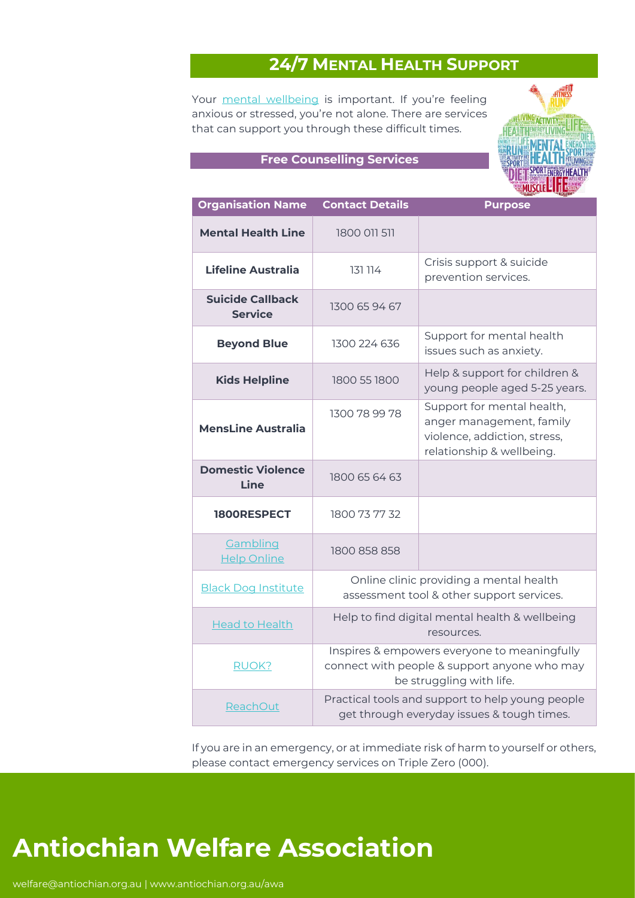## 24/7 Mental Health Support

Your mental wellbeing is important. If you're feeling anxious or stressed, you're not alone. There are services that can support you through these difficult times.

### Free Counselling Services

| Organisation Name | Contact Details | Purpose |
|---|---|---|
| **Mental Health Line** | 1800 011 511 | |
| **Lifeline Australia** | 131 114 | Crisis support & suicide prevention services. |
| **Suicide Callback Service** | 1300 65 94 67 | |
| **Beyond Blue** | 1300 224 636 | Support for mental health issues such as anxiety. |
| **Kids Helpline** | 1800 55 1800 | Help & support for children & young people aged 5-25 years. |
| **MensLine Australia** | 1300 78 99 78 | Support for mental health, anger management, family violence, addiction, stress, relationship & wellbeing. |
| **Domestic Violence Line** | 1800 65 64 63 | |
| **1800RESPECT** | 1800 73 77 32 | |
| Gambling Help Online | 1800 858 858 | |
| Black Dog Institute | Online clinic providing a mental health assessment tool & other support services. | |
| Head to Health | Help to find digital mental health & wellbeing resources. | |
| RUOK? | Inspires & empowers everyone to meaningfully connect with people & support anyone who may be struggling with life. | |
| ReachOut | Practical tools and support to help young people get through everyday issues & tough times. | |

If you are in an emergency, or at immediate risk of harm to yourself or others, please contact emergency services on Triple Zero (000).

# Antiochian Welfare Association

welfare@antiochian.org.au | www.antiochian.org.au/awa